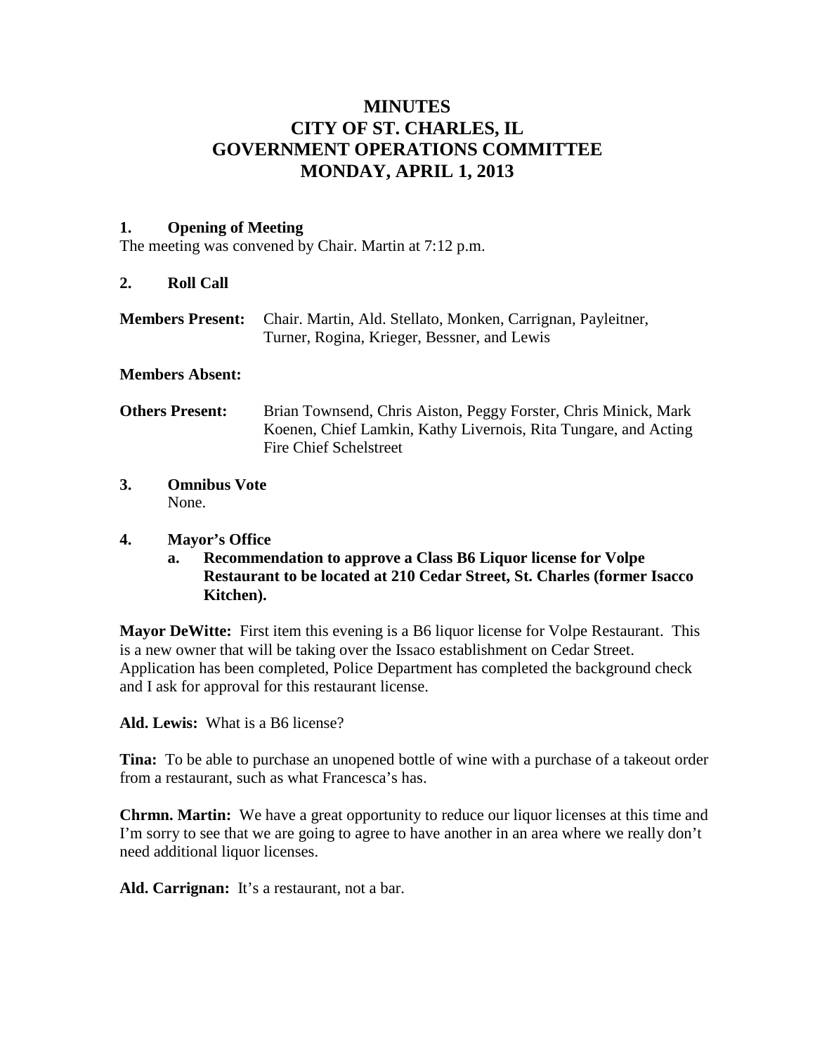# MINUTES
# CITY OF ST. CHARLES, IL
# GOVERNMENT OPERATIONS COMMITTEE
# MONDAY, APRIL 1, 2013

**1. Opening of Meeting**

The meeting was convened by Chair. Martin at 7:12 p.m.

**2. Roll Call**

**Members Present:** Chair. Martin, Ald. Stellato, Monken, Carrignan, Payleitner, Turner, Rogina, Krieger, Bessner, and Lewis

**Members Absent:**

**Others Present:** Brian Townsend, Chris Aiston, Peggy Forster, Chris Minick, Mark Koenen, Chief Lamkin, Kathy Livernois, Rita Tungare, and Acting Fire Chief Schelstreet

**3. Omnibus Vote**

None.

**4. Mayor's Office**

**a. Recommendation to approve a Class B6 Liquor license for Volpe Restaurant to be located at 210 Cedar Street, St. Charles (former Isacco Kitchen).**

**Mayor DeWitte:** First item this evening is a B6 liquor license for Volpe Restaurant. This is a new owner that will be taking over the Issaco establishment on Cedar Street. Application has been completed, Police Department has completed the background check and I ask for approval for this restaurant license.

**Ald. Lewis:** What is a B6 license?

**Tina:** To be able to purchase an unopened bottle of wine with a purchase of a takeout order from a restaurant, such as what Francesca's has.

**Chrmn. Martin:** We have a great opportunity to reduce our liquor licenses at this time and I'm sorry to see that we are going to agree to have another in an area where we really don't need additional liquor licenses.

**Ald. Carrignan:** It's a restaurant, not a bar.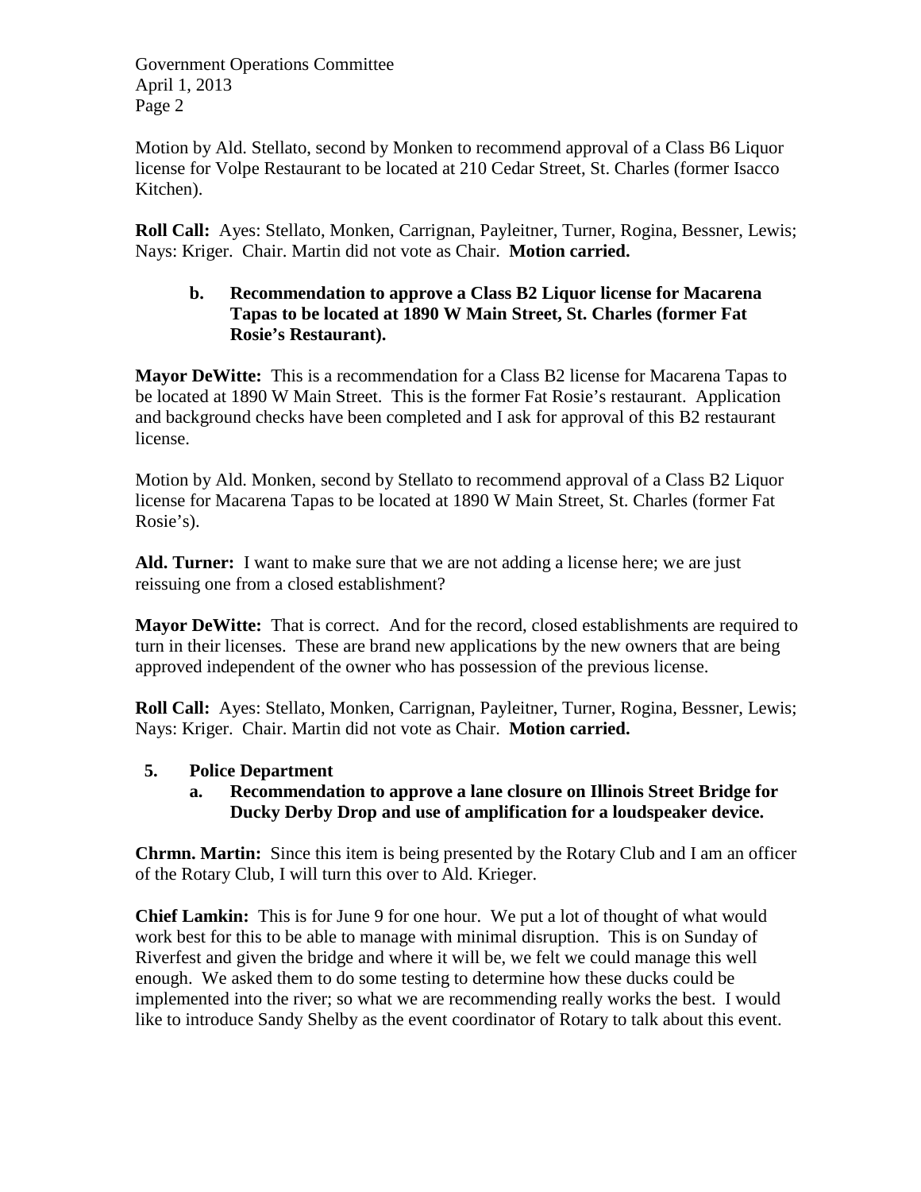Motion by Ald. Stellato, second by Monken to recommend approval of a Class B6 Liquor license for Volpe Restaurant to be located at 210 Cedar Street, St. Charles (former Isacco Kitchen).

**Roll Call:** Ayes: Stellato, Monken, Carrignan, Payleitner, Turner, Rogina, Bessner, Lewis; Nays: Kriger. Chair. Martin did not vote as Chair. **Motion carried.**

**b. Recommendation to approve a Class B2 Liquor license for Macarena Tapas to be located at 1890 W Main Street, St. Charles (former Fat Rosie's Restaurant).**

**Mayor DeWitte:** This is a recommendation for a Class B2 license for Macarena Tapas to be located at 1890 W Main Street. This is the former Fat Rosie's restaurant. Application and background checks have been completed and I ask for approval of this B2 restaurant license.

Motion by Ald. Monken, second by Stellato to recommend approval of a Class B2 Liquor license for Macarena Tapas to be located at 1890 W Main Street, St. Charles (former Fat Rosie's).

**Ald. Turner:** I want to make sure that we are not adding a license here; we are just reissuing one from a closed establishment?

**Mayor DeWitte:** That is correct. And for the record, closed establishments are required to turn in their licenses. These are brand new applications by the new owners that are being approved independent of the owner who has possession of the previous license.

**Roll Call:** Ayes: Stellato, Monken, Carrignan, Payleitner, Turner, Rogina, Bessner, Lewis; Nays: Kriger. Chair. Martin did not vote as Chair. **Motion carried.**

**5. Police Department**

**a. Recommendation to approve a lane closure on Illinois Street Bridge for Ducky Derby Drop and use of amplification for a loudspeaker device.**

**Chrmn. Martin:** Since this item is being presented by the Rotary Club and I am an officer of the Rotary Club, I will turn this over to Ald. Krieger.

**Chief Lamkin:** This is for June 9 for one hour. We put a lot of thought of what would work best for this to be able to manage with minimal disruption. This is on Sunday of Riverfest and given the bridge and where it will be, we felt we could manage this well enough. We asked them to do some testing to determine how these ducks could be implemented into the river; so what we are recommending really works the best. I would like to introduce Sandy Shelby as the event coordinator of Rotary to talk about this event.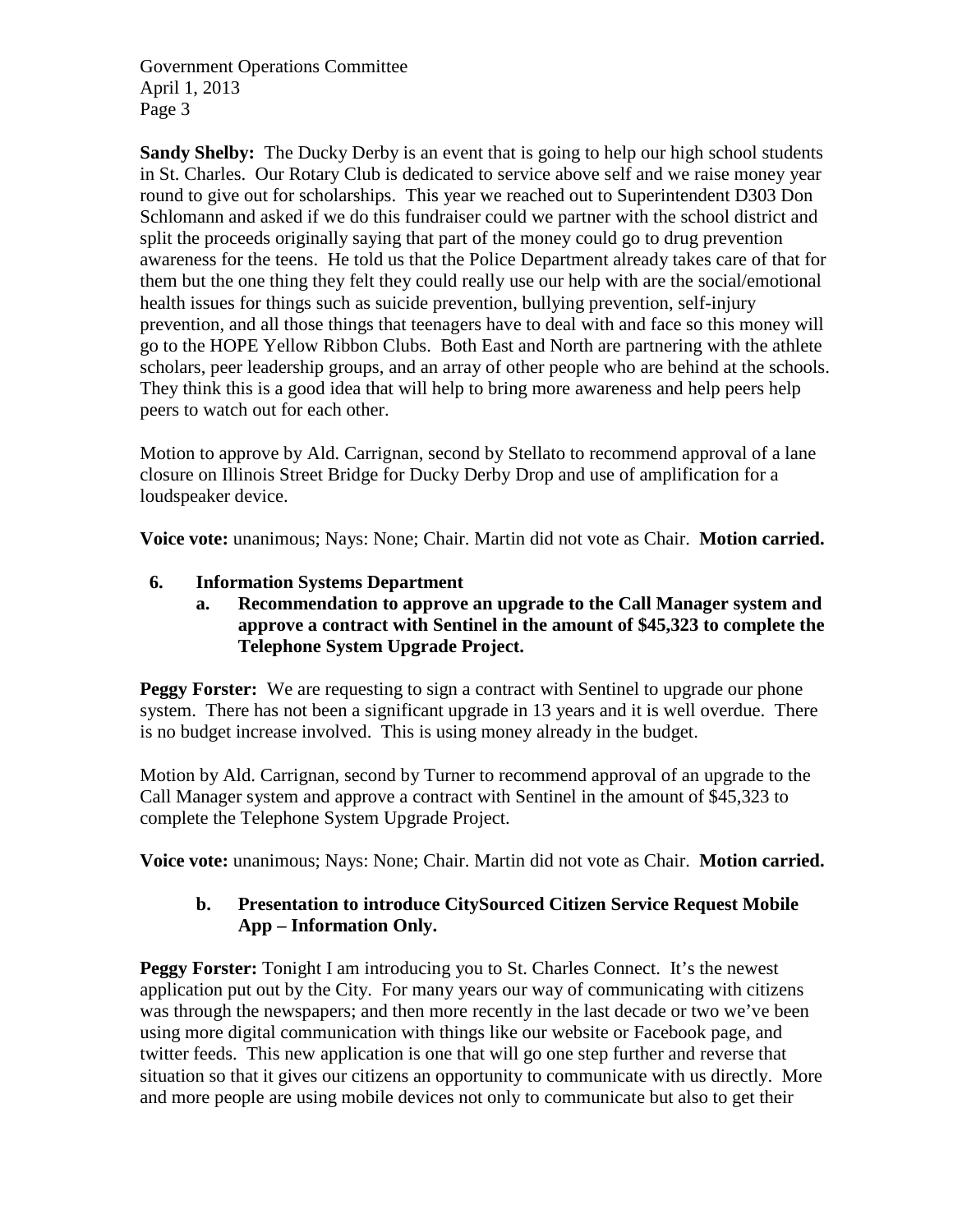**Sandy Shelby:** The Ducky Derby is an event that is going to help our high school students in St. Charles. Our Rotary Club is dedicated to service above self and we raise money year round to give out for scholarships. This year we reached out to Superintendent D303 Don Schlomann and asked if we do this fundraiser could we partner with the school district and split the proceeds originally saying that part of the money could go to drug prevention awareness for the teens. He told us that the Police Department already takes care of that for them but the one thing they felt they could really use our help with are the social/emotional health issues for things such as suicide prevention, bullying prevention, self-injury prevention, and all those things that teenagers have to deal with and face so this money will go to the HOPE Yellow Ribbon Clubs. Both East and North are partnering with the athlete scholars, peer leadership groups, and an array of other people who are behind at the schools. They think this is a good idea that will help to bring more awareness and help peers help peers to watch out for each other.

Motion to approve by Ald. Carrignan, second by Stellato to recommend approval of a lane closure on Illinois Street Bridge for Ducky Derby Drop and use of amplification for a loudspeaker device.

**Voice vote:** unanimous; Nays: None; Chair. Martin did not vote as Chair. **Motion carried.**

6. **Information Systems Department**
   a. **Recommendation to approve an upgrade to the Call Manager system and approve a contract with Sentinel in the amount of $45,323 to complete the Telephone System Upgrade Project.**

**Peggy Forster:** We are requesting to sign a contract with Sentinel to upgrade our phone system. There has not been a significant upgrade in 13 years and it is well overdue. There is no budget increase involved. This is using money already in the budget.

Motion by Ald. Carrignan, second by Turner to recommend approval of an upgrade to the Call Manager system and approve a contract with Sentinel in the amount of $45,323 to complete the Telephone System Upgrade Project.

**Voice vote:** unanimous; Nays: None; Chair. Martin did not vote as Chair. **Motion carried.**

   b. **Presentation to introduce CitySourced Citizen Service Request Mobile App – Information Only.**

**Peggy Forster:** Tonight I am introducing you to St. Charles Connect. It's the newest application put out by the City. For many years our way of communicating with citizens was through the newspapers; and then more recently in the last decade or two we've been using more digital communication with things like our website or Facebook page, and twitter feeds. This new application is one that will go one step further and reverse that situation so that it gives our citizens an opportunity to communicate with us directly. More and more people are using mobile devices not only to communicate but also to get their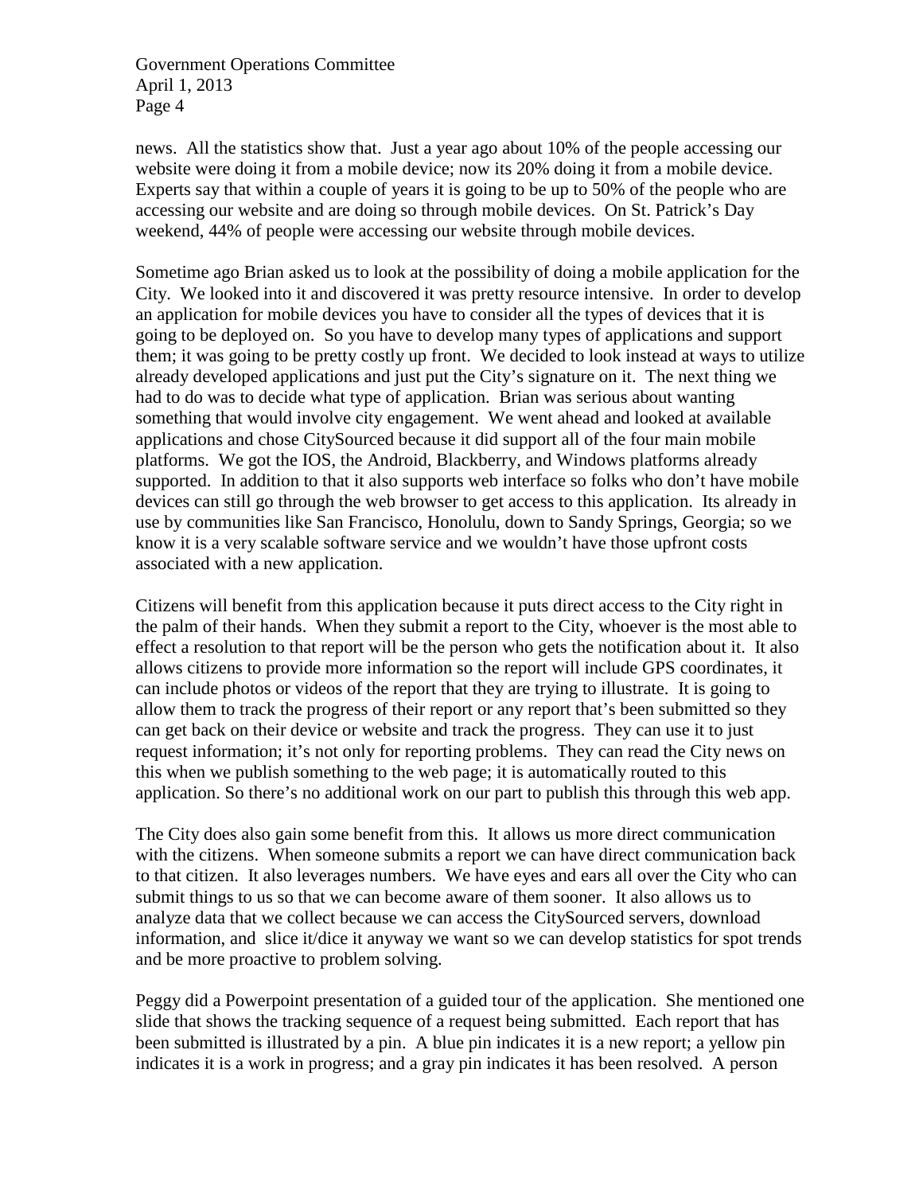news. All the statistics show that. Just a year ago about 10% of the people accessing our website were doing it from a mobile device; now its 20% doing it from a mobile device. Experts say that within a couple of years it is going to be up to 50% of the people who are accessing our website and are doing so through mobile devices. On St. Patrick's Day weekend, 44% of people were accessing our website through mobile devices.

Sometime ago Brian asked us to look at the possibility of doing a mobile application for the City. We looked into it and discovered it was pretty resource intensive. In order to develop an application for mobile devices you have to consider all the types of devices that it is going to be deployed on. So you have to develop many types of applications and support them; it was going to be pretty costly up front. We decided to look instead at ways to utilize already developed applications and just put the City's signature on it. The next thing we had to do was to decide what type of application. Brian was serious about wanting something that would involve city engagement. We went ahead and looked at available applications and chose CitySourced because it did support all of the four main mobile platforms. We got the IOS, the Android, Blackberry, and Windows platforms already supported. In addition to that it also supports web interface so folks who don't have mobile devices can still go through the web browser to get access to this application. Its already in use by communities like San Francisco, Honolulu, down to Sandy Springs, Georgia; so we know it is a very scalable software service and we wouldn't have those upfront costs associated with a new application.

Citizens will benefit from this application because it puts direct access to the City right in the palm of their hands. When they submit a report to the City, whoever is the most able to effect a resolution to that report will be the person who gets the notification about it. It also allows citizens to provide more information so the report will include GPS coordinates, it can include photos or videos of the report that they are trying to illustrate. It is going to allow them to track the progress of their report or any report that's been submitted so they can get back on their device or website and track the progress. They can use it to just request information; it's not only for reporting problems. They can read the City news on this when we publish something to the web page; it is automatically routed to this application. So there's no additional work on our part to publish this through this web app.

The City does also gain some benefit from this. It allows us more direct communication with the citizens. When someone submits a report we can have direct communication back to that citizen. It also leverages numbers. We have eyes and ears all over the City who can submit things to us so that we can become aware of them sooner. It also allows us to analyze data that we collect because we can access the CitySourced servers, download information, and slice it/dice it anyway we want so we can develop statistics for spot trends and be more proactive to problem solving.

Peggy did a Powerpoint presentation of a guided tour of the application. She mentioned one slide that shows the tracking sequence of a request being submitted. Each report that has been submitted is illustrated by a pin. A blue pin indicates it is a new report; a yellow pin indicates it is a work in progress; and a gray pin indicates it has been resolved. A person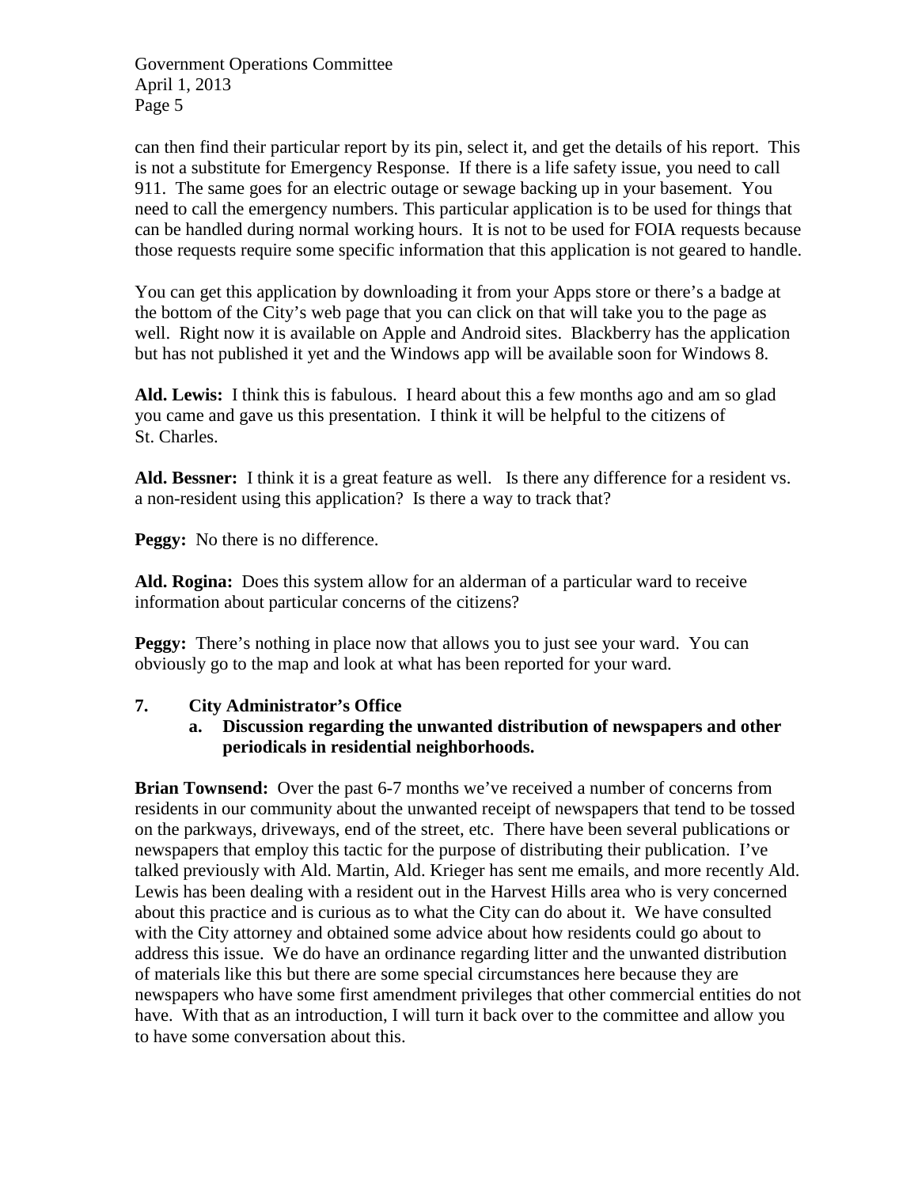can then find their particular report by its pin, select it, and get the details of his report. This is not a substitute for Emergency Response. If there is a life safety issue, you need to call 911. The same goes for an electric outage or sewage backing up in your basement. You need to call the emergency numbers. This particular application is to be used for things that can be handled during normal working hours. It is not to be used for FOIA requests because those requests require some specific information that this application is not geared to handle.

You can get this application by downloading it from your Apps store or there's a badge at the bottom of the City's web page that you can click on that will take you to the page as well. Right now it is available on Apple and Android sites. Blackberry has the application but has not published it yet and the Windows app will be available soon for Windows 8.

**Ald. Lewis:** I think this is fabulous. I heard about this a few months ago and am so glad you came and gave us this presentation. I think it will be helpful to the citizens of St. Charles.

**Ald. Bessner:** I think it is a great feature as well. Is there any difference for a resident vs. a non-resident using this application? Is there a way to track that?

**Peggy:** No there is no difference.

**Ald. Rogina:** Does this system allow for an alderman of a particular ward to receive information about particular concerns of the citizens?

**Peggy:** There's nothing in place now that allows you to just see your ward. You can obviously go to the map and look at what has been reported for your ward.

**7. City Administrator's Office**

**a. Discussion regarding the unwanted distribution of newspapers and other periodicals in residential neighborhoods.**

**Brian Townsend:** Over the past 6-7 months we've received a number of concerns from residents in our community about the unwanted receipt of newspapers that tend to be tossed on the parkways, driveways, end of the street, etc. There have been several publications or newspapers that employ this tactic for the purpose of distributing their publication. I've talked previously with Ald. Martin, Ald. Krieger has sent me emails, and more recently Ald. Lewis has been dealing with a resident out in the Harvest Hills area who is very concerned about this practice and is curious as to what the City can do about it. We have consulted with the City attorney and obtained some advice about how residents could go about to address this issue. We do have an ordinance regarding litter and the unwanted distribution of materials like this but there are some special circumstances here because they are newspapers who have some first amendment privileges that other commercial entities do not have. With that as an introduction, I will turn it back over to the committee and allow you to have some conversation about this.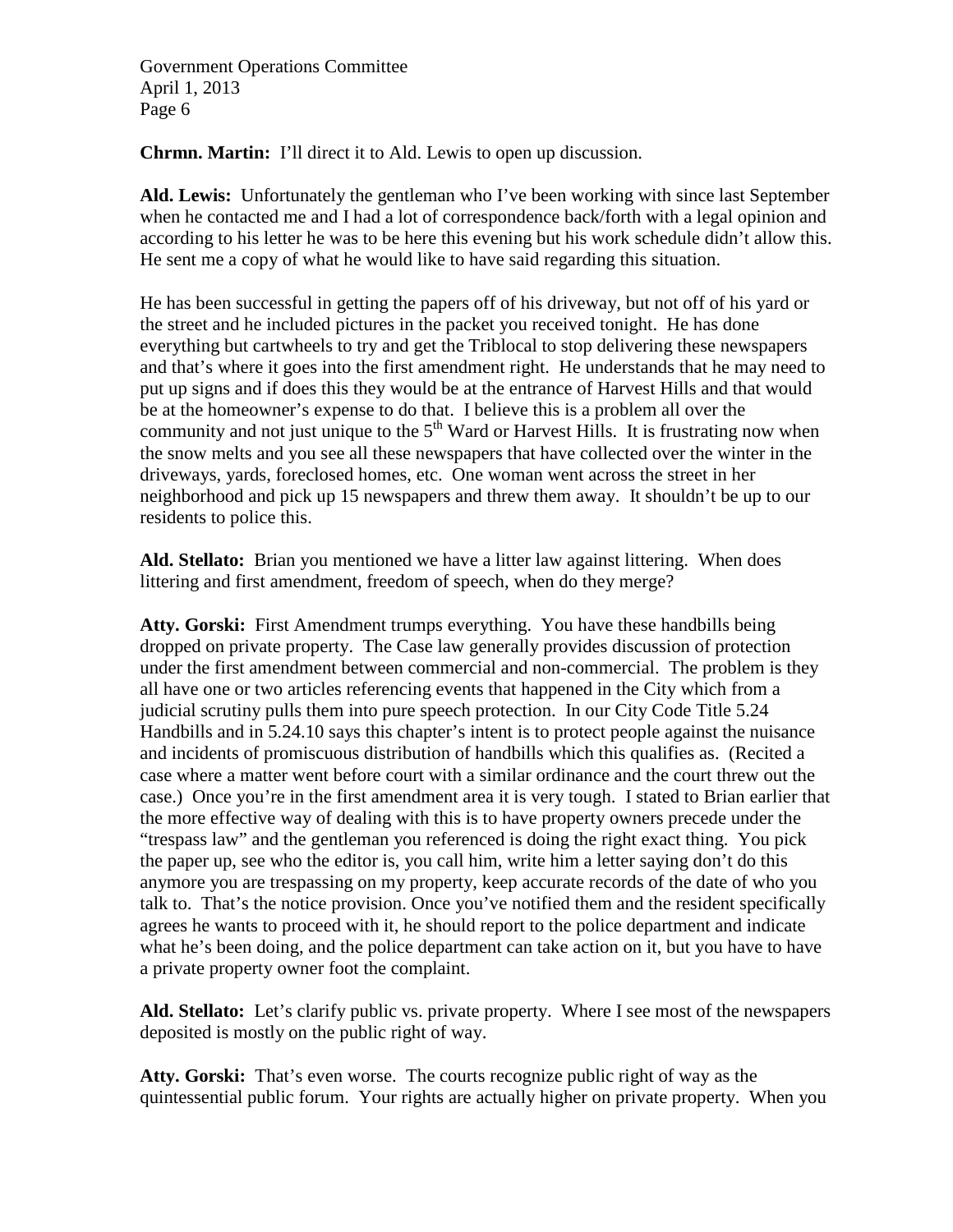**Chrmn. Martin:** I'll direct it to Ald. Lewis to open up discussion.

**Ald. Lewis:** Unfortunately the gentleman who I've been working with since last September when he contacted me and I had a lot of correspondence back/forth with a legal opinion and according to his letter he was to be here this evening but his work schedule didn't allow this. He sent me a copy of what he would like to have said regarding this situation.

He has been successful in getting the papers off of his driveway, but not off of his yard or the street and he included pictures in the packet you received tonight. He has done everything but cartwheels to try and get the Triblocal to stop delivering these newspapers and that's where it goes into the first amendment right. He understands that he may need to put up signs and if does this they would be at the entrance of Harvest Hills and that would be at the homeowner's expense to do that. I believe this is a problem all over the community and not just unique to the 5th Ward or Harvest Hills. It is frustrating now when the snow melts and you see all these newspapers that have collected over the winter in the driveways, yards, foreclosed homes, etc. One woman went across the street in her neighborhood and pick up 15 newspapers and threw them away. It shouldn't be up to our residents to police this.

**Ald. Stellato:** Brian you mentioned we have a litter law against littering. When does littering and first amendment, freedom of speech, when do they merge?

**Atty. Gorski:** First Amendment trumps everything. You have these handbills being dropped on private property. The Case law generally provides discussion of protection under the first amendment between commercial and non-commercial. The problem is they all have one or two articles referencing events that happened in the City which from a judicial scrutiny pulls them into pure speech protection. In our City Code Title 5.24 Handbills and in 5.24.10 says this chapter's intent is to protect people against the nuisance and incidents of promiscuous distribution of handbills which this qualifies as. (Recited a case where a matter went before court with a similar ordinance and the court threw out the case.) Once you're in the first amendment area it is very tough. I stated to Brian earlier that the more effective way of dealing with this is to have property owners precede under the "trespass law" and the gentleman you referenced is doing the right exact thing. You pick the paper up, see who the editor is, you call him, write him a letter saying don't do this anymore you are trespassing on my property, keep accurate records of the date of who you talk to. That's the notice provision. Once you've notified them and the resident specifically agrees he wants to proceed with it, he should report to the police department and indicate what he's been doing, and the police department can take action on it, but you have to have a private property owner foot the complaint.

**Ald. Stellato:** Let's clarify public vs. private property. Where I see most of the newspapers deposited is mostly on the public right of way.

**Atty. Gorski:** That's even worse. The courts recognize public right of way as the quintessential public forum. Your rights are actually higher on private property. When you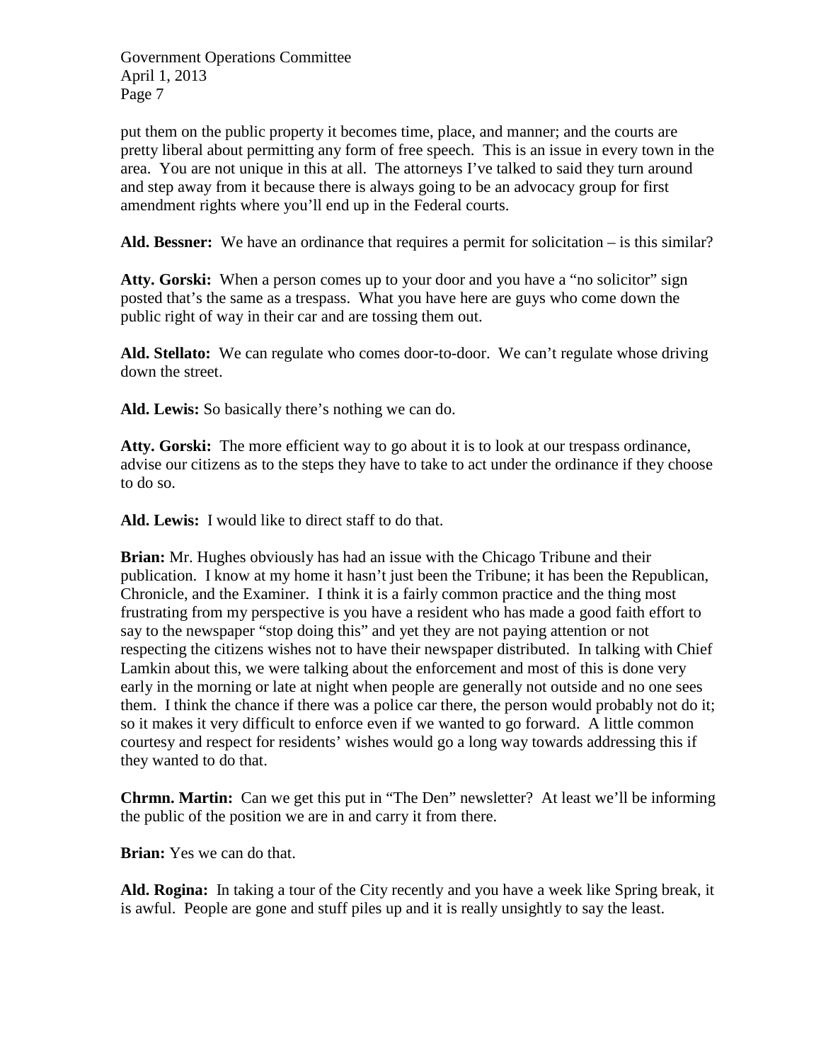put them on the public property it becomes time, place, and manner; and the courts are pretty liberal about permitting any form of free speech. This is an issue in every town in the area. You are not unique in this at all. The attorneys I've talked to said they turn around and step away from it because there is always going to be an advocacy group for first amendment rights where you'll end up in the Federal courts.

**Ald. Bessner:** We have an ordinance that requires a permit for solicitation – is this similar?

**Atty. Gorski:** When a person comes up to your door and you have a "no solicitor" sign posted that's the same as a trespass. What you have here are guys who come down the public right of way in their car and are tossing them out.

**Ald. Stellato:** We can regulate who comes door-to-door. We can't regulate whose driving down the street.

**Ald. Lewis:** So basically there's nothing we can do.

**Atty. Gorski:** The more efficient way to go about it is to look at our trespass ordinance, advise our citizens as to the steps they have to take to act under the ordinance if they choose to do so.

**Ald. Lewis:** I would like to direct staff to do that.

**Brian:** Mr. Hughes obviously has had an issue with the Chicago Tribune and their publication. I know at my home it hasn't just been the Tribune; it has been the Republican, Chronicle, and the Examiner. I think it is a fairly common practice and the thing most frustrating from my perspective is you have a resident who has made a good faith effort to say to the newspaper "stop doing this" and yet they are not paying attention or not respecting the citizens wishes not to have their newspaper distributed. In talking with Chief Lamkin about this, we were talking about the enforcement and most of this is done very early in the morning or late at night when people are generally not outside and no one sees them. I think the chance if there was a police car there, the person would probably not do it; so it makes it very difficult to enforce even if we wanted to go forward. A little common courtesy and respect for residents' wishes would go a long way towards addressing this if they wanted to do that.

**Chrmn. Martin:** Can we get this put in "The Den" newsletter? At least we'll be informing the public of the position we are in and carry it from there.

**Brian:** Yes we can do that.

**Ald. Rogina:** In taking a tour of the City recently and you have a week like Spring break, it is awful. People are gone and stuff piles up and it is really unsightly to say the least.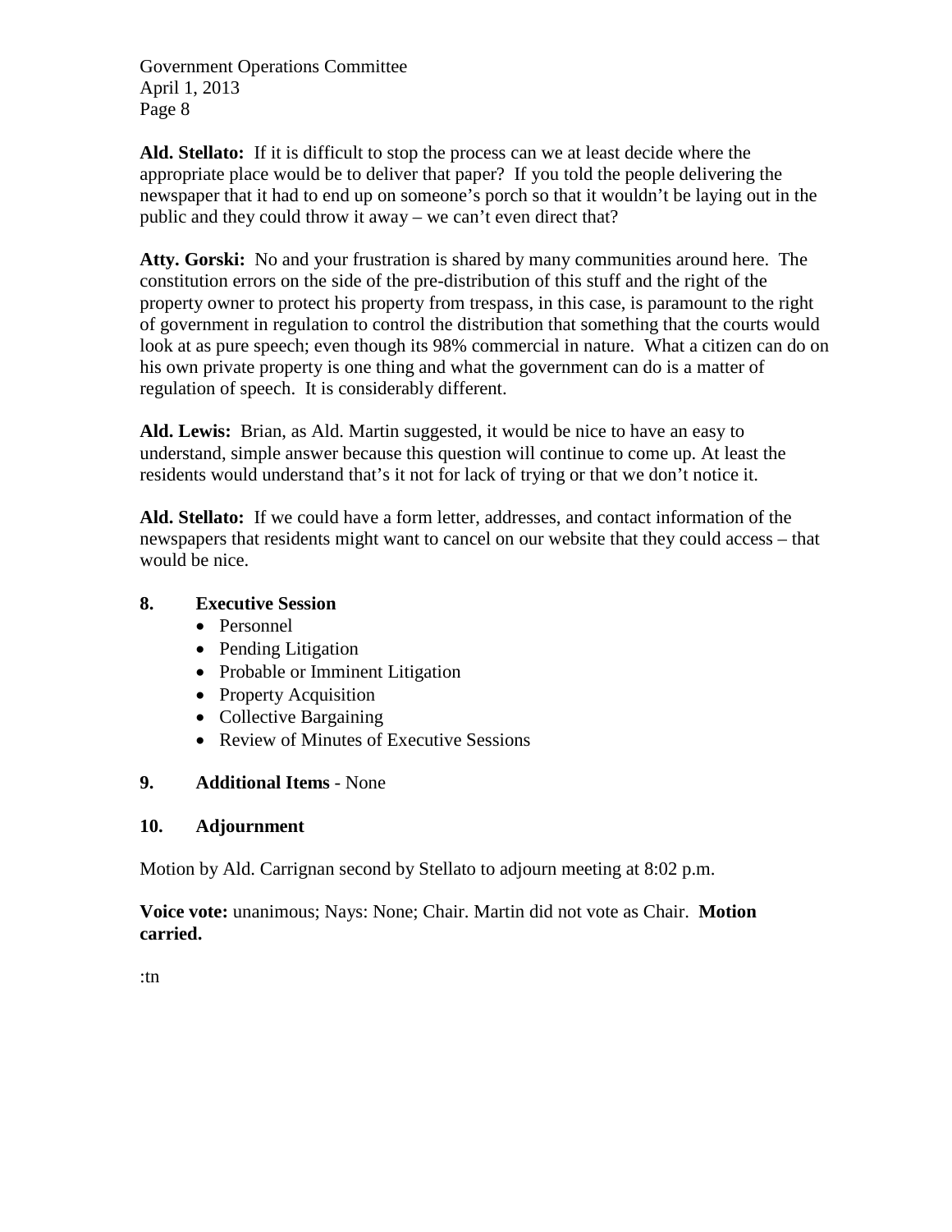**Ald. Stellato:** If it is difficult to stop the process can we at least decide where the appropriate place would be to deliver that paper? If you told the people delivering the newspaper that it had to end up on someone's porch so that it wouldn't be laying out in the public and they could throw it away – we can't even direct that?

**Atty. Gorski:** No and your frustration is shared by many communities around here. The constitution errors on the side of the pre-distribution of this stuff and the right of the property owner to protect his property from trespass, in this case, is paramount to the right of government in regulation to control the distribution that something that the courts would look at as pure speech; even though its 98% commercial in nature. What a citizen can do on his own private property is one thing and what the government can do is a matter of regulation of speech. It is considerably different.

**Ald. Lewis:** Brian, as Ald. Martin suggested, it would be nice to have an easy to understand, simple answer because this question will continue to come up. At least the residents would understand that's it not for lack of trying or that we don't notice it.

**Ald. Stellato:** If we could have a form letter, addresses, and contact information of the newspapers that residents might want to cancel on our website that they could access – that would be nice.

**8. Executive Session**

- Personnel
- Pending Litigation
- Probable or Imminent Litigation
- Property Acquisition
- Collective Bargaining
- Review of Minutes of Executive Sessions

**9. Additional Items** - None

**10. Adjournment**

Motion by Ald. Carrignan second by Stellato to adjourn meeting at 8:02 p.m.

**Voice vote:** unanimous; Nays: None; Chair. Martin did not vote as Chair. **Motion carried.**

:tn